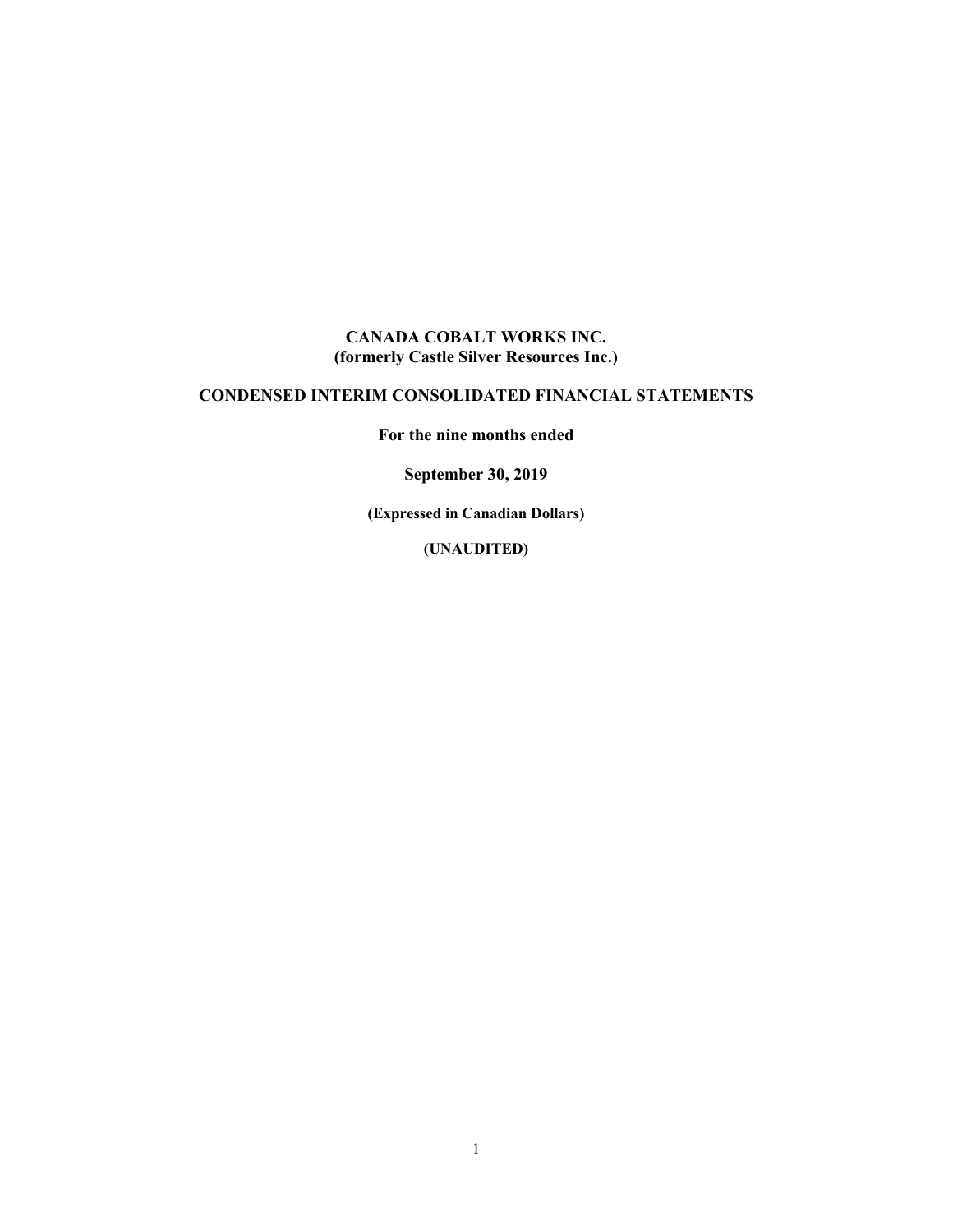# CANADA COBALT WORKS INC.
## (formerly Castle Silver Resources Inc.)

## CONDENSED INTERIM CONSOLIDATED FINANCIAL STATEMENTS

**For the nine months ended**

**September 30, 2019**

**(Expressed in Canadian Dollars)**

**(UNAUDITED)**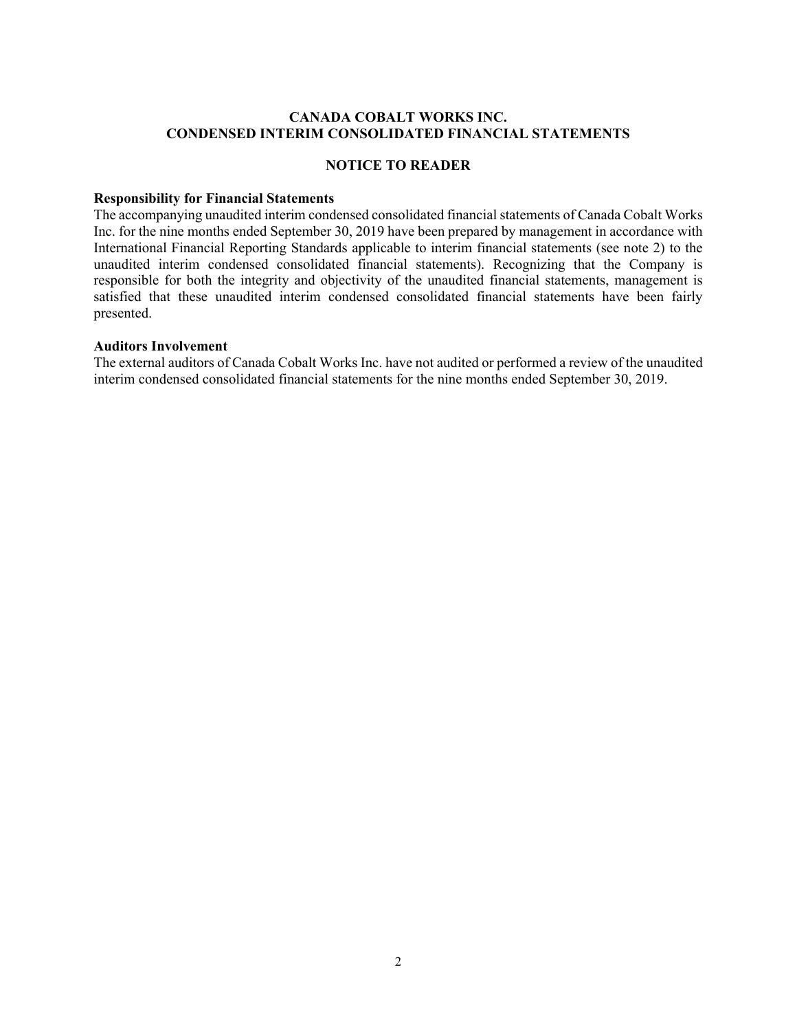# CANADA COBALT WORKS INC.
# CONDENSED INTERIM CONSOLIDATED FINANCIAL STATEMENTS

## NOTICE TO READER

**Responsibility for Financial Statements**

The accompanying unaudited interim condensed consolidated financial statements of Canada Cobalt Works Inc. for the nine months ended September 30, 2019 have been prepared by management in accordance with International Financial Reporting Standards applicable to interim financial statements (see note 2) to the unaudited interim condensed consolidated financial statements). Recognizing that the Company is responsible for both the integrity and objectivity of the unaudited financial statements, management is satisfied that these unaudited interim condensed consolidated financial statements have been fairly presented.

**Auditors Involvement**

The external auditors of Canada Cobalt Works Inc. have not audited or performed a review of the unaudited interim condensed consolidated financial statements for the nine months ended September 30, 2019.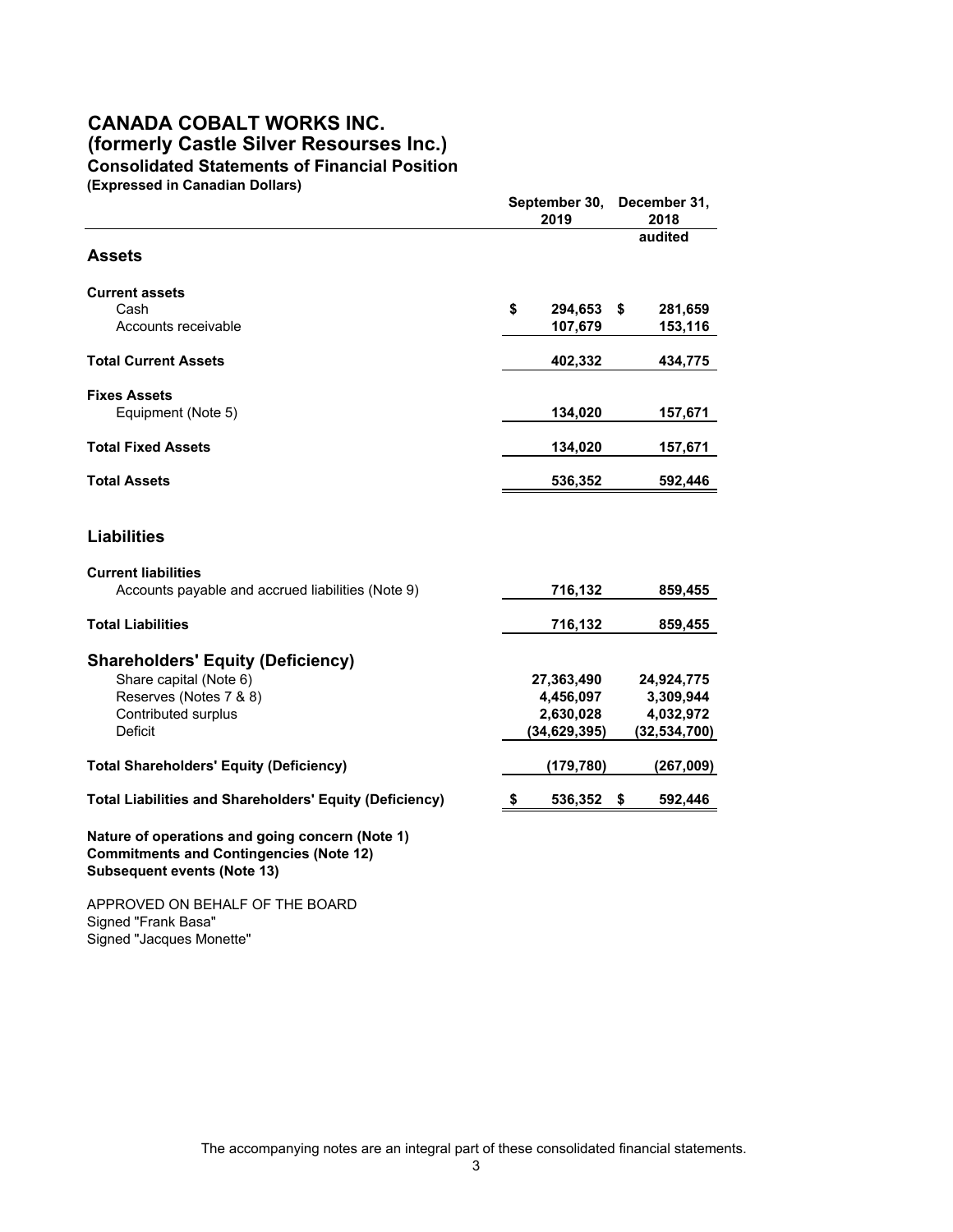# CANADA COBALT WORKS INC.
## (formerly Castle Silver Resourses Inc.)
### Consolidated Statements of Financial Position
**(Expressed in Canadian Dollars)**

| | September 30, 2019 | December 31, 2018 audited |
|---|---|---|
| **Assets** | | |
| **Current assets** | | |
| Cash | $ 294,653 | $ 281,659 |
| Accounts receivable | 107,679 | 153,116 |
| **Total Current Assets** | 402,332 | 434,775 |
| **Fixes Assets** | | |
| Equipment (Note 5) | 134,020 | 157,671 |
| **Total Fixed Assets** | 134,020 | 157,671 |
| **Total Assets** | 536,352 | 592,446 |
| **Liabilities** | | |
| **Current liabilities** | | |
| Accounts payable and accrued liabilities (Note 9) | 716,132 | 859,455 |
| **Total Liabilities** | 716,132 | 859,455 |
| **Shareholders' Equity (Deficiency)** | | |
| Share capital (Note 6) | 27,363,490 | 24,924,775 |
| Reserves (Notes 7 & 8) | 4,456,097 | 3,309,944 |
| Contributed surplus | 2,630,028 | 4,032,972 |
| Deficit | (34,629,395) | (32,534,700) |
| **Total Shareholders' Equity (Deficiency)** | (179,780) | (267,009) |
| **Total Liabilities and Shareholders' Equity (Deficiency)** | $ 536,352 | $ 592,446 |

**Nature of operations and going concern (Note 1)**
**Commitments and Contingencies (Note 12)**
**Subsequent events (Note 13)**

APPROVED ON BEHALF OF THE BOARD
Signed "Frank Basa"
Signed "Jacques Monette"

The accompanying notes are an integral part of these consolidated financial statements.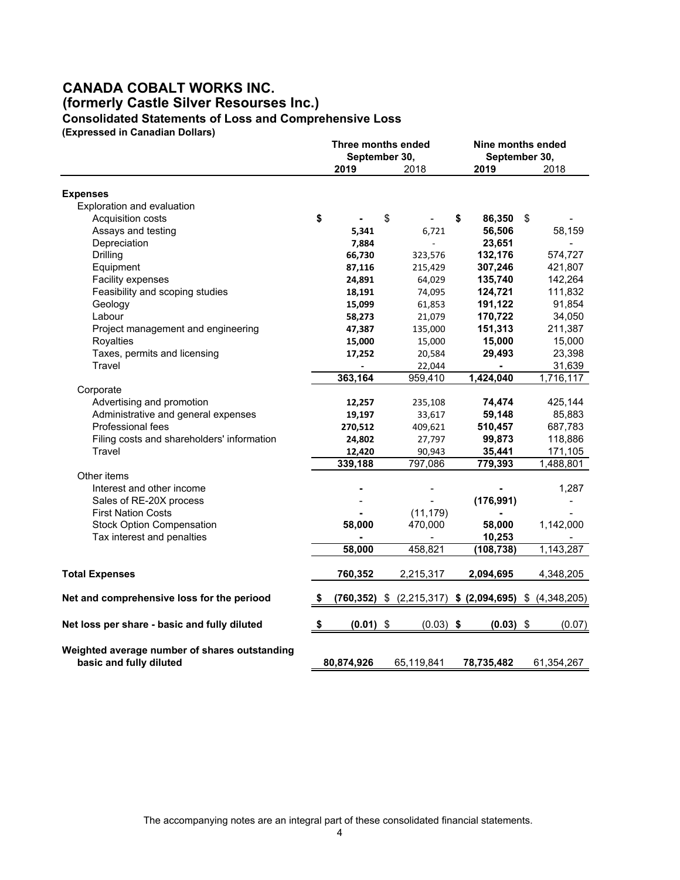# CANADA COBALT WORKS INC.
# (formerly Castle Silver Resourses Inc.)
## Consolidated Statements of Loss and Comprehensive Loss
**(Expressed in Canadian Dollars)**

| | Three months ended September 30, | | Nine months ended September 30, | |
|---|---|---|---|---|
| | **2019** | 2018 | **2019** | 2018 |
| **Expenses** | | | | |
| Exploration and evaluation | | | | |
| Acquisition costs | **$ -** | $ - | **$ 86,350** | $ - |
| Assays and testing | **5,341** | 6,721 | **56,506** | 58,159 |
| Depreciation | **7,884** | - | **23,651** | - |
| Drilling | **66,730** | 323,576 | **132,176** | 574,727 |
| Equipment | **87,116** | 215,429 | **307,246** | 421,807 |
| Facility expenses | **24,891** | 64,029 | **135,740** | 142,264 |
| Feasibility and scoping studies | **18,191** | 74,095 | **124,721** | 111,832 |
| Geology | **15,099** | 61,853 | **191,122** | 91,854 |
| Labour | **58,273** | 21,079 | **170,722** | 34,050 |
| Project management and engineering | **47,387** | 135,000 | **151,313** | 211,387 |
| Royalties | **15,000** | 15,000 | **15,000** | 15,000 |
| Taxes, permits and licensing | **17,252** | 20,584 | **29,493** | 23,398 |
| Travel | - | 22,044 | **-** | 31,639 |
| | **363,164** | 959,410 | **1,424,040** | 1,716,117 |
| Corporate | | | | |
| Advertising and promotion | **12,257** | 235,108 | **74,474** | 425,144 |
| Administrative and general expenses | **19,197** | 33,617 | **59,148** | 85,883 |
| Professional fees | **270,512** | 409,621 | **510,457** | 687,783 |
| Filing costs and shareholders' information | **24,802** | 27,797 | **99,873** | 118,886 |
| Travel | **12,420** | 90,943 | **35,441** | 171,105 |
| | **339,188** | 797,086 | **779,393** | 1,488,801 |
| Other items | | | | |
| Interest and other income | **-** | - | **-** | 1,287 |
| Sales of RE-20X process | - | - | **(176,991)** | - |
| First Nation Costs | **-** | (11,179) | **-** | - |
| Stock Option Compensation | **58,000** | 470,000 | **58,000** | 1,142,000 |
| Tax interest and penalties | **-** | - | **10,253** | - |
| | **58,000** | 458,821 | **(108,738)** | 1,143,287 |
| **Total Expenses** | **760,352** | 2,215,317 | **2,094,695** | 4,348,205 |
| **Net and comprehensive loss for the periood** | **$ (760,352)** | $ (2,215,317) | **$ (2,094,695)** | $ (4,348,205) |
| **Net loss per share - basic and fully diluted** | **$ (0.01)** | $ (0.03) | **$ (0.03)** | $ (0.07) |
| **Weighted average number of shares outstanding basic and fully diluted** | **80,874,926** | 65,119,841 | **78,735,482** | 61,354,267 |

The accompanying notes are an integral part of these consolidated financial statements.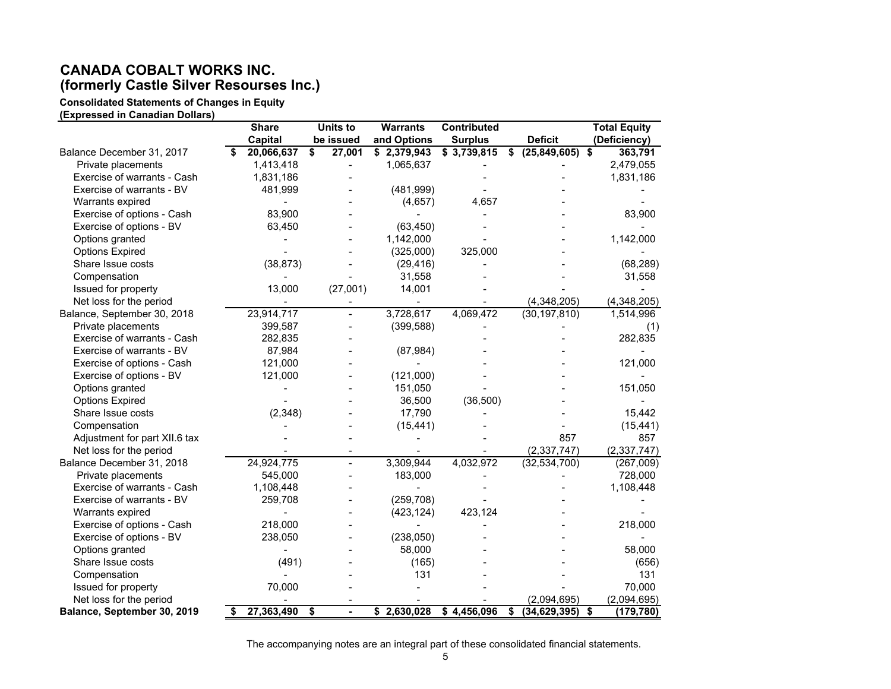# CANADA COBALT WORKS INC.
# (formerly Castle Silver Resourses Inc.)

**Consolidated Statements of Changes in Equity**
**(Expressed in Canadian Dollars)**

| | Share Capital | Units to be issued | Warrants and Options | Contributed Surplus | Deficit | Total Equity (Deficiency) |
|---|---|---|---|---|---|---|
| Balance December 31, 2017 | **$ 20,066,637** | **$ 27,001** | **$ 2,379,943** | **$ 3,739,815** | **$ (25,849,605)** | **$ 363,791** |
| Private placements | 1,413,418 | - | 1,065,637 | - | - | 2,479,055 |
| Exercise of warrants - Cash | 1,831,186 | - | | - | - | 1,831,186 |
| Exercise of warrants - BV | 481,999 | - | (481,999) | - | - | - |
| Warrants expired | - | - | (4,657) | 4,657 | - | - |
| Exercise of options - Cash | 83,900 | - | - | - | - | 83,900 |
| Exercise of options - BV | 63,450 | - | (63,450) | - | - | - |
| Options granted | - | - | 1,142,000 | - | - | 1,142,000 |
| Options Expired | - | - | (325,000) | 325,000 | - | - |
| Share Issue costs | (38,873) | - | (29,416) | - | - | (68,289) |
| Compensation | - | - | 31,558 | - | - | 31,558 |
| Issued for property | 13,000 | (27,001) | 14,001 | - | - | - |
| Net loss for the period | - | - | - | - | (4,348,205) | (4,348,205) |
| Balance, September 30, 2018 | 23,914,717 | - | 3,728,617 | 4,069,472 | (30,197,810) | 1,514,996 |
| Private placements | 399,587 | - | (399,588) | - | - | (1) |
| Exercise of warrants - Cash | 282,835 | - | | - | - | 282,835 |
| Exercise of warrants - BV | 87,984 | - | (87,984) | - | - | - |
| Exercise of options - Cash | 121,000 | - | - | - | - | 121,000 |
| Exercise of options - BV | 121,000 | - | (121,000) | - | - | - |
| Options granted | - | - | 151,050 | - | - | 151,050 |
| Options Expired | - | - | 36,500 | (36,500) | - | - |
| Share Issue costs | (2,348) | - | 17,790 | - | - | 15,442 |
| Compensation | - | - | (15,441) | - | - | (15,441) |
| Adjustment for part XII.6 tax | - | - | - | - | 857 | 857 |
| Net loss for the period | - | - | - | - | (2,337,747) | (2,337,747) |
| Balance December 31, 2018 | 24,924,775 | - | 3,309,944 | 4,032,972 | (32,534,700) | (267,009) |
| Private placements | 545,000 | - | 183,000 | - | - | 728,000 |
| Exercise of warrants - Cash | 1,108,448 | - | - | - | - | 1,108,448 |
| Exercise of warrants - BV | 259,708 | - | (259,708) | - | - | - |
| Warrants expired | - | - | (423,124) | 423,124 | - | - |
| Exercise of options - Cash | 218,000 | - | - | - | - | 218,000 |
| Exercise of options - BV | 238,050 | - | (238,050) | - | - | - |
| Options granted | - | - | 58,000 | - | - | 58,000 |
| Share Issue costs | (491) | - | (165) | - | - | (656) |
| Compensation | - | - | 131 | - | - | 131 |
| Issued for property | 70,000 | - | - | - | - | 70,000 |
| Net loss for the period | - | - | - | - | (2,094,695) | (2,094,695) |
| **Balance, September 30, 2019** | **$ 27,363,490** | **$ -** | **$ 2,630,028** | **$ 4,456,096** | **$ (34,629,395)** | **$ (179,780)** |

The accompanying notes are an integral part of these consolidated financial statements.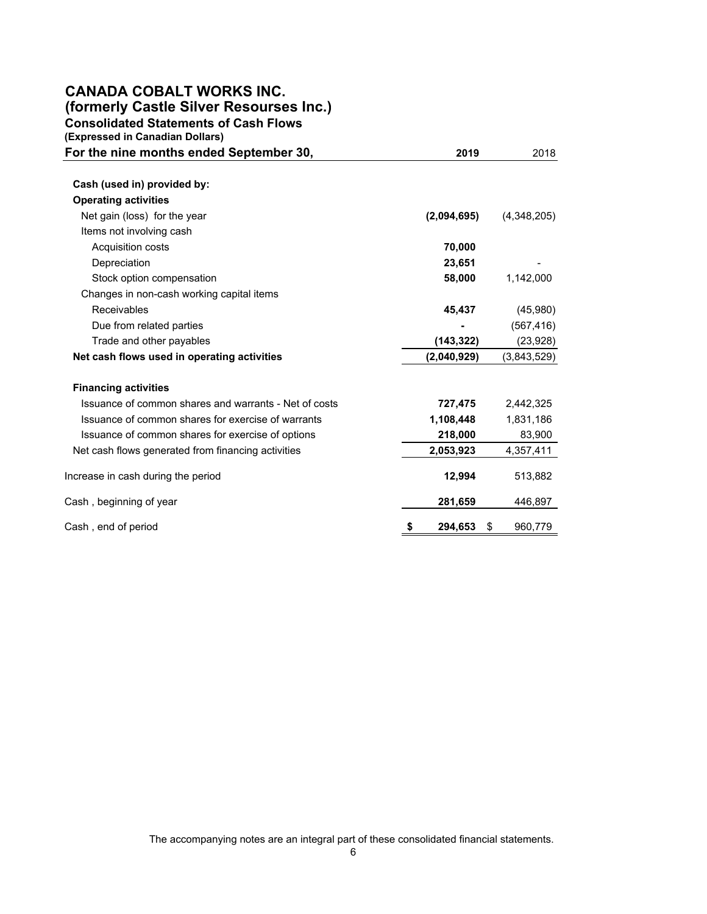# CANADA COBALT WORKS INC.
## (formerly Castle Silver Resourses Inc.)
### Consolidated Statements of Cash Flows
**(Expressed in Canadian Dollars)**

| For the nine months ended September 30, | 2019 | 2018 |
|---|---|---|
| **Cash (used in) provided by:** | | |
| **Operating activities** | | |
| Net gain (loss) for the year | **(2,094,695)** | (4,348,205) |
| Items not involving cash | | |
| Acquisition costs | **70,000** | |
| Depreciation | **23,651** | - |
| Stock option compensation | **58,000** | 1,142,000 |
| Changes in non-cash working capital items | | |
| Receivables | **45,437** | (45,980) |
| Due from related parties | **-** | (567,416) |
| Trade and other payables | **(143,322)** | (23,928) |
| **Net cash flows used in operating activities** | **(2,040,929)** | (3,843,529) |
| **Financing activities** | | |
| Issuance of common shares and warrants - Net of costs | **727,475** | 2,442,325 |
| Issuance of common shares for exercise of warrants | **1,108,448** | 1,831,186 |
| Issuance of common shares for exercise of options | **218,000** | 83,900 |
| Net cash flows generated from financing activities | **2,053,923** | 4,357,411 |
| Increase in cash during the period | **12,994** | 513,882 |
| Cash , beginning of year | **281,659** | 446,897 |
| Cash , end of period | **$ 294,653** | $ 960,779 |

The accompanying notes are an integral part of these consolidated financial statements.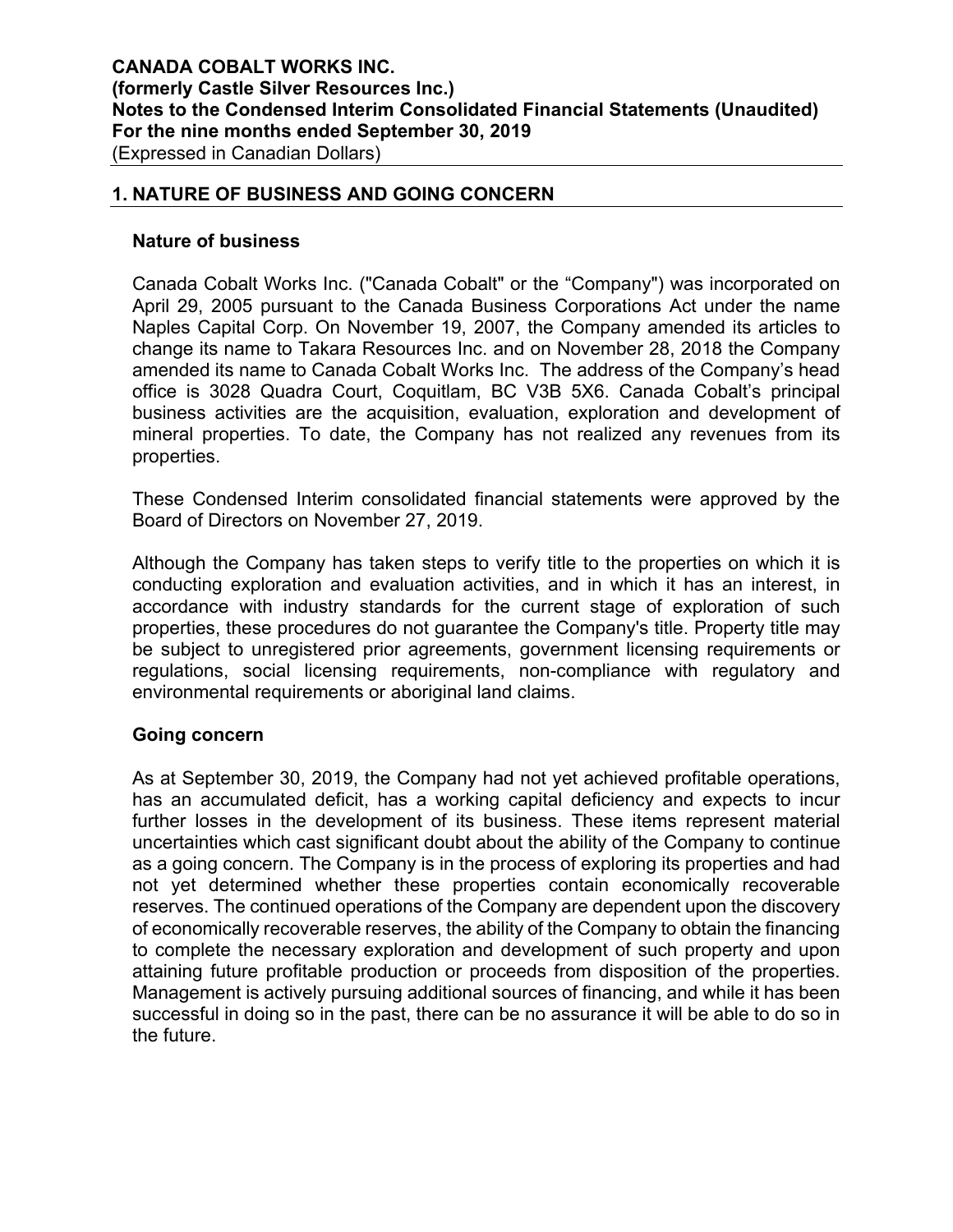**CANADA COBALT WORKS INC.**
**(formerly Castle Silver Resources Inc.)**
**Notes to the Condensed Interim Consolidated Financial Statements (Unaudited)**
**For the nine months ended September 30, 2019**
(Expressed in Canadian Dollars)

## 1. NATURE OF BUSINESS AND GOING CONCERN

### Nature of business

Canada Cobalt Works Inc. ("Canada Cobalt" or the "Company") was incorporated on April 29, 2005 pursuant to the Canada Business Corporations Act under the name Naples Capital Corp. On November 19, 2007, the Company amended its articles to change its name to Takara Resources Inc. and on November 28, 2018 the Company amended its name to Canada Cobalt Works Inc. The address of the Company's head office is 3028 Quadra Court, Coquitlam, BC V3B 5X6. Canada Cobalt's principal business activities are the acquisition, evaluation, exploration and development of mineral properties. To date, the Company has not realized any revenues from its properties.

These Condensed Interim consolidated financial statements were approved by the Board of Directors on November 27, 2019.

Although the Company has taken steps to verify title to the properties on which it is conducting exploration and evaluation activities, and in which it has an interest, in accordance with industry standards for the current stage of exploration of such properties, these procedures do not guarantee the Company's title. Property title may be subject to unregistered prior agreements, government licensing requirements or regulations, social licensing requirements, non-compliance with regulatory and environmental requirements or aboriginal land claims.

### Going concern

As at September 30, 2019, the Company had not yet achieved profitable operations, has an accumulated deficit, has a working capital deficiency and expects to incur further losses in the development of its business. These items represent material uncertainties which cast significant doubt about the ability of the Company to continue as a going concern. The Company is in the process of exploring its properties and had not yet determined whether these properties contain economically recoverable reserves. The continued operations of the Company are dependent upon the discovery of economically recoverable reserves, the ability of the Company to obtain the financing to complete the necessary exploration and development of such property and upon attaining future profitable production or proceeds from disposition of the properties. Management is actively pursuing additional sources of financing, and while it has been successful in doing so in the past, there can be no assurance it will be able to do so in the future.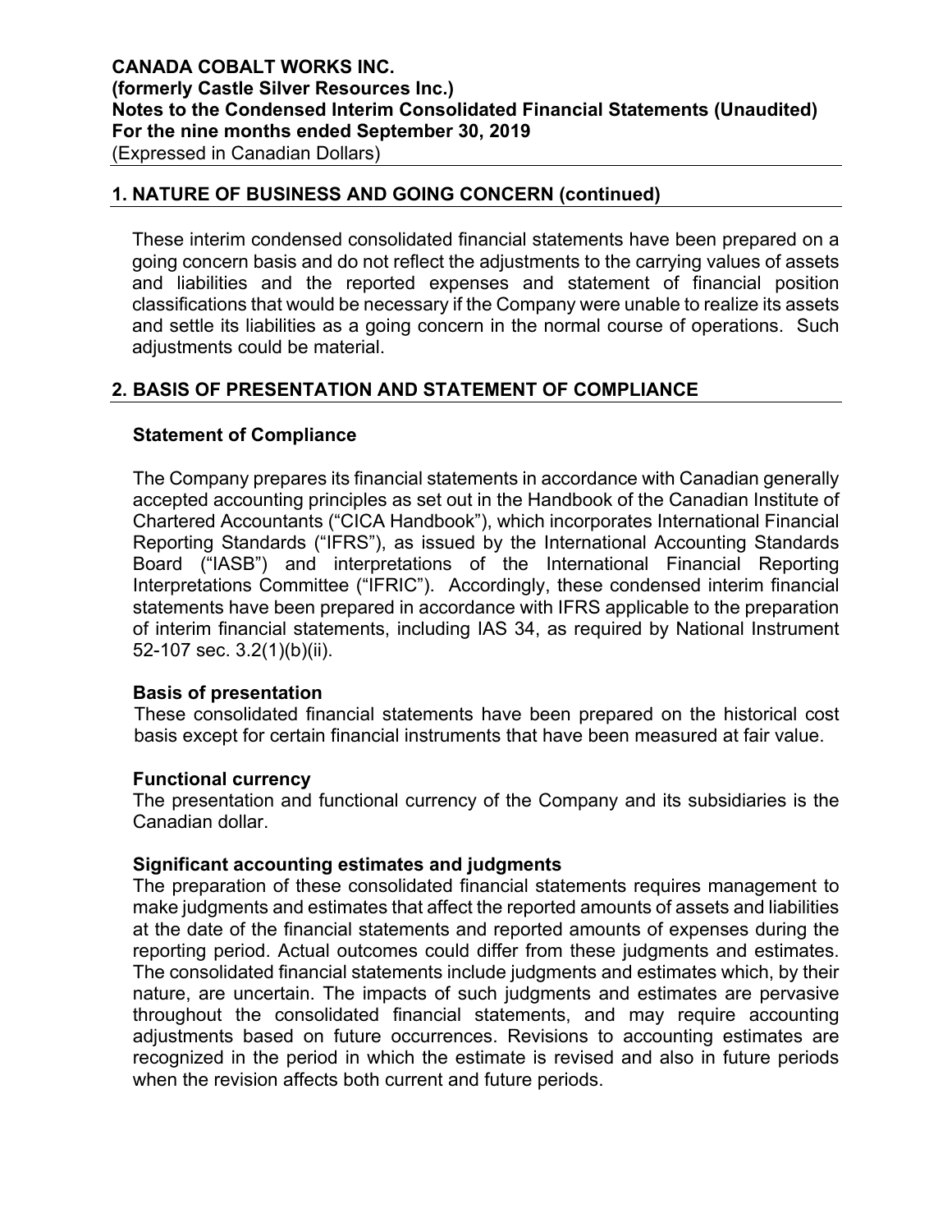## 1. NATURE OF BUSINESS AND GOING CONCERN (continued)

These interim condensed consolidated financial statements have been prepared on a going concern basis and do not reflect the adjustments to the carrying values of assets and liabilities and the reported expenses and statement of financial position classifications that would be necessary if the Company were unable to realize its assets and settle its liabilities as a going concern in the normal course of operations. Such adjustments could be material.

## 2. BASIS OF PRESENTATION AND STATEMENT OF COMPLIANCE

### Statement of Compliance

The Company prepares its financial statements in accordance with Canadian generally accepted accounting principles as set out in the Handbook of the Canadian Institute of Chartered Accountants ("CICA Handbook"), which incorporates International Financial Reporting Standards ("IFRS"), as issued by the International Accounting Standards Board ("IASB") and interpretations of the International Financial Reporting Interpretations Committee ("IFRIC"). Accordingly, these condensed interim financial statements have been prepared in accordance with IFRS applicable to the preparation of interim financial statements, including IAS 34, as required by National Instrument 52-107 sec. 3.2(1)(b)(ii).

### Basis of presentation

These consolidated financial statements have been prepared on the historical cost basis except for certain financial instruments that have been measured at fair value.

### Functional currency

The presentation and functional currency of the Company and its subsidiaries is the Canadian dollar.

### Significant accounting estimates and judgments

The preparation of these consolidated financial statements requires management to make judgments and estimates that affect the reported amounts of assets and liabilities at the date of the financial statements and reported amounts of expenses during the reporting period. Actual outcomes could differ from these judgments and estimates. The consolidated financial statements include judgments and estimates which, by their nature, are uncertain. The impacts of such judgments and estimates are pervasive throughout the consolidated financial statements, and may require accounting adjustments based on future occurrences. Revisions to accounting estimates are recognized in the period in which the estimate is revised and also in future periods when the revision affects both current and future periods.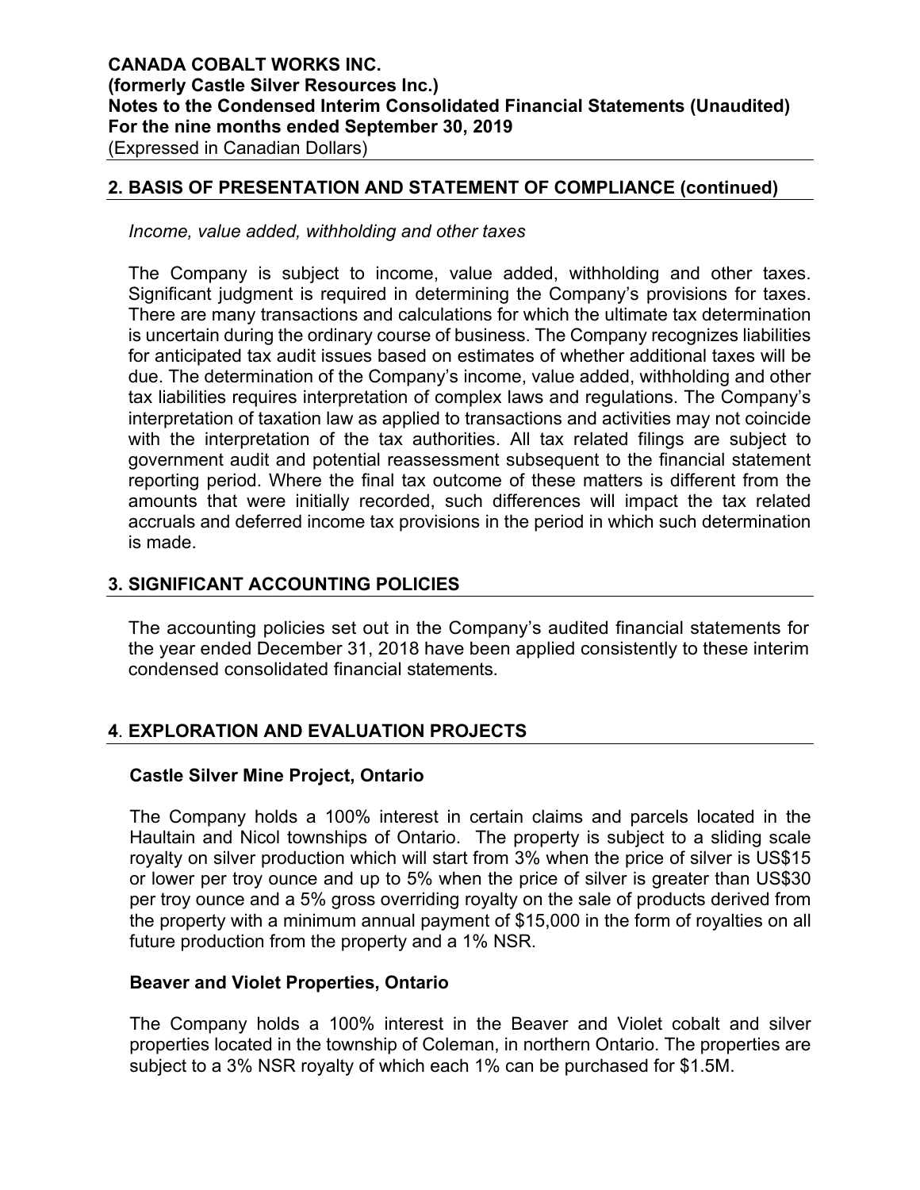## 2. BASIS OF PRESENTATION AND STATEMENT OF COMPLIANCE (continued)

*Income, value added, withholding and other taxes*

The Company is subject to income, value added, withholding and other taxes. Significant judgment is required in determining the Company's provisions for taxes. There are many transactions and calculations for which the ultimate tax determination is uncertain during the ordinary course of business. The Company recognizes liabilities for anticipated tax audit issues based on estimates of whether additional taxes will be due. The determination of the Company's income, value added, withholding and other tax liabilities requires interpretation of complex laws and regulations. The Company's interpretation of taxation law as applied to transactions and activities may not coincide with the interpretation of the tax authorities. All tax related filings are subject to government audit and potential reassessment subsequent to the financial statement reporting period. Where the final tax outcome of these matters is different from the amounts that were initially recorded, such differences will impact the tax related accruals and deferred income tax provisions in the period in which such determination is made.

## 3. SIGNIFICANT ACCOUNTING POLICIES

The accounting policies set out in the Company's audited financial statements for the year ended December 31, 2018 have been applied consistently to these interim condensed consolidated financial statements.

## 4. EXPLORATION AND EVALUATION PROJECTS

### Castle Silver Mine Project, Ontario

The Company holds a 100% interest in certain claims and parcels located in the Haultain and Nicol townships of Ontario. The property is subject to a sliding scale royalty on silver production which will start from 3% when the price of silver is US$15 or lower per troy ounce and up to 5% when the price of silver is greater than US$30 per troy ounce and a 5% gross overriding royalty on the sale of products derived from the property with a minimum annual payment of $15,000 in the form of royalties on all future production from the property and a 1% NSR.

### Beaver and Violet Properties, Ontario

The Company holds a 100% interest in the Beaver and Violet cobalt and silver properties located in the township of Coleman, in northern Ontario. The properties are subject to a 3% NSR royalty of which each 1% can be purchased for $1.5M.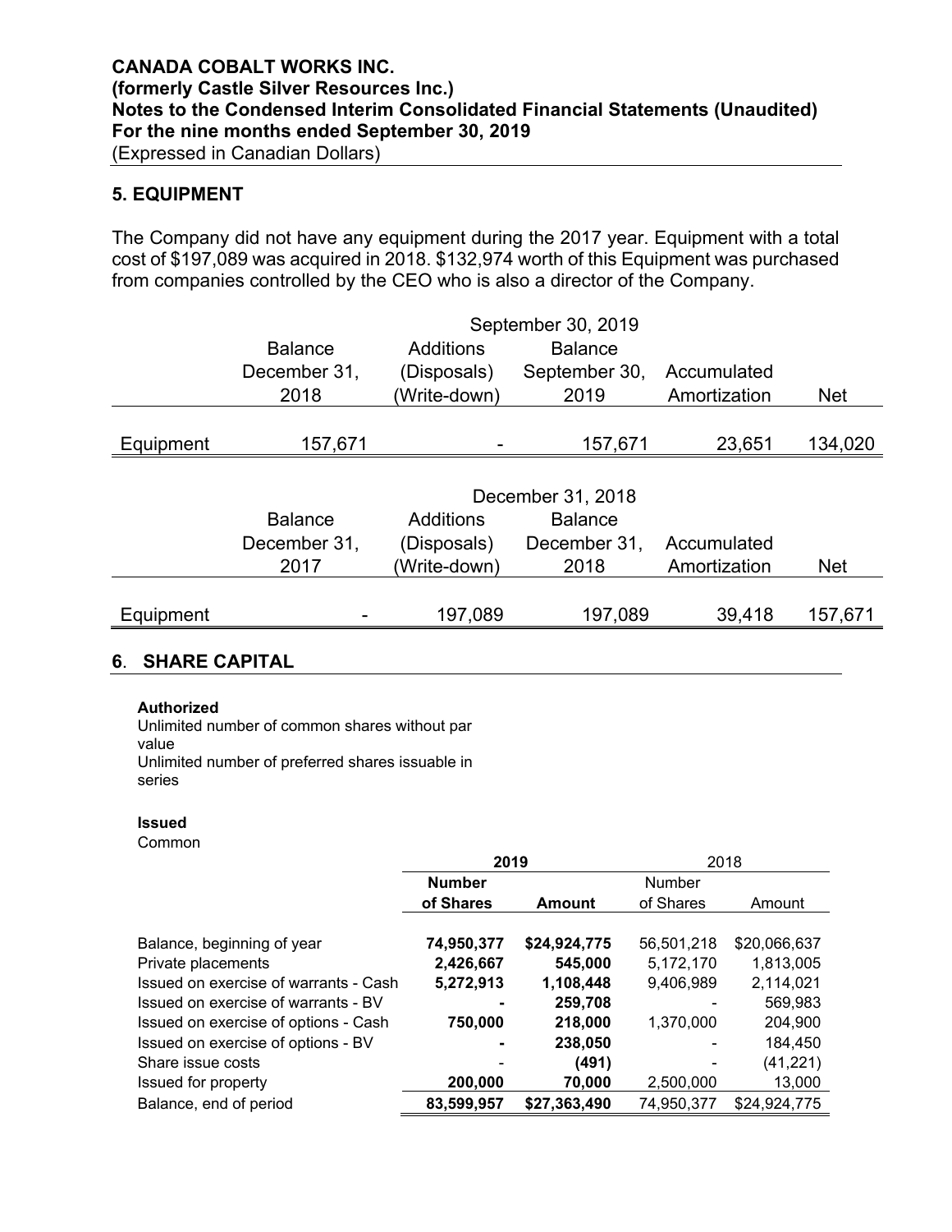# CANADA COBALT WORKS INC.
**(formerly Castle Silver Resources Inc.)**
**Notes to the Condensed Interim Consolidated Financial Statements (Unaudited)**
**For the nine months ended September 30, 2019**
(Expressed in Canadian Dollars)

## 5. EQUIPMENT

The Company did not have any equipment during the 2017 year. Equipment with a total cost of $197,089 was acquired in 2018. $132,974 worth of this Equipment was purchased from companies controlled by the CEO who is also a director of the Company.

| | September 30, 2019 | | | | |
|---|---|---|---|---|---|
| | Balance December 31, 2018 | Additions (Disposals) (Write-down) | Balance September 30, 2019 | Accumulated Amortization | Net |
| Equipment | 157,671 | - | 157,671 | 23,651 | 134,020 |

| | December 31, 2018 | | | | |
|---|---|---|---|---|---|
| | Balance December 31, 2017 | Additions (Disposals) (Write-down) | Balance December 31, 2018 | Accumulated Amortization | Net |
| Equipment | - | 197,089 | 197,089 | 39,418 | 157,671 |

## 6. SHARE CAPITAL

**Authorized**

Unlimited number of common shares without par value

Unlimited number of preferred shares issuable in series

**Issued**

Common

| | 2019 | | 2018 | |
|---|---|---|---|---|
| | **Number of Shares** | **Amount** | Number of Shares | Amount |
| Balance, beginning of year | **74,950,377** | **$24,924,775** | 56,501,218 | $20,066,637 |
| Private placements | **2,426,667** | **545,000** | 5,172,170 | 1,813,005 |
| Issued on exercise of warrants - Cash | **5,272,913** | **1,108,448** | 9,406,989 | 2,114,021 |
| Issued on exercise of warrants - BV | **-** | **259,708** | - | 569,983 |
| Issued on exercise of options - Cash | **750,000** | **218,000** | 1,370,000 | 204,900 |
| Issued on exercise of options - BV | **-** | **238,050** | - | 184,450 |
| Share issue costs | - | **(491)** | - | (41,221) |
| Issued for property | **200,000** | **70,000** | 2,500,000 | 13,000 |
| Balance, end of period | **83,599,957** | **$27,363,490** | 74,950,377 | $24,924,775 |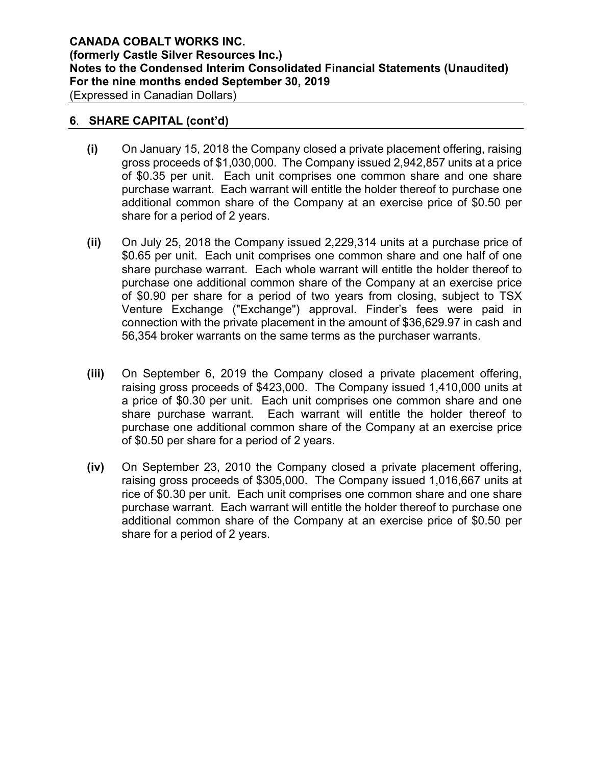## 6. SHARE CAPITAL (cont'd)

**(i)** On January 15, 2018 the Company closed a private placement offering, raising gross proceeds of $1,030,000. The Company issued 2,942,857 units at a price of $0.35 per unit. Each unit comprises one common share and one share purchase warrant. Each warrant will entitle the holder thereof to purchase one additional common share of the Company at an exercise price of $0.50 per share for a period of 2 years.

**(ii)** On July 25, 2018 the Company issued 2,229,314 units at a purchase price of $0.65 per unit. Each unit comprises one common share and one half of one share purchase warrant. Each whole warrant will entitle the holder thereof to purchase one additional common share of the Company at an exercise price of $0.90 per share for a period of two years from closing, subject to TSX Venture Exchange ("Exchange") approval. Finder's fees were paid in connection with the private placement in the amount of $36,629.97 in cash and 56,354 broker warrants on the same terms as the purchaser warrants.

**(iii)** On September 6, 2019 the Company closed a private placement offering, raising gross proceeds of $423,000. The Company issued 1,410,000 units at a price of $0.30 per unit. Each unit comprises one common share and one share purchase warrant. Each warrant will entitle the holder thereof to purchase one additional common share of the Company at an exercise price of $0.50 per share for a period of 2 years.

**(iv)** On September 23, 2010 the Company closed a private placement offering, raising gross proceeds of $305,000. The Company issued 1,016,667 units at rice of $0.30 per unit. Each unit comprises one common share and one share purchase warrant. Each warrant will entitle the holder thereof to purchase one additional common share of the Company at an exercise price of $0.50 per share for a period of 2 years.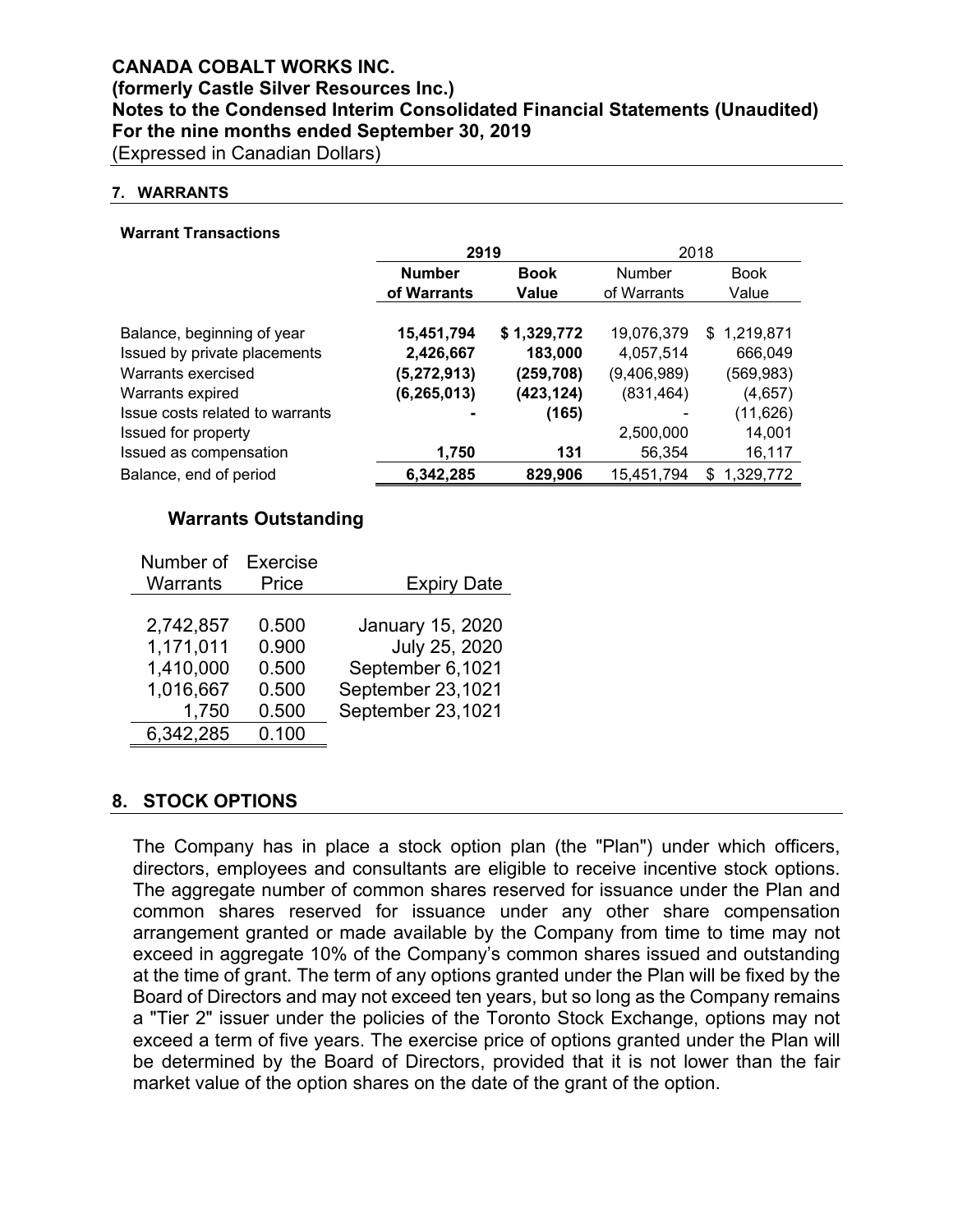# CANADA COBALT WORKS INC.
## (formerly Castle Silver Resources Inc.)
## Notes to the Condensed Interim Consolidated Financial Statements (Unaudited)
## For the nine months ended September 30, 2019
(Expressed in Canadian Dollars)

### 7. WARRANTS

**Warrant Transactions**

| | **2919** | | 2018 | |
|---|---|---|---|---|
| | **Number of Warrants** | **Book Value** | Number of Warrants | Book Value |
| Balance, beginning of year | **15,451,794** | **$ 1,329,772** | 19,076,379 | $ 1,219,871 |
| Issued by private placements | **2,426,667** | **183,000** | 4,057,514 | 666,049 |
| Warrants exercised | **(5,272,913)** | **(259,708)** | (9,406,989) | (569,983) |
| Warrants expired | **(6,265,013)** | **(423,124)** | (831,464) | (4,657) |
| Issue costs related to warrants | **-** | **(165)** | - | (11,626) |
| Issued for property | | | 2,500,000 | 14,001 |
| Issued as compensation | **1,750** | **131** | 56,354 | 16,117 |
| Balance, end of period | **6,342,285** | **829,906** | 15,451,794 | $ 1,329,772 |

**Warrants Outstanding**

| Number of Warrants | Exercise Price | Expiry Date |
|---|---|---|
| 2,742,857 | 0.500 | January 15, 2020 |
| 1,171,011 | 0.900 | July 25, 2020 |
| 1,410,000 | 0.500 | September 6,1021 |
| 1,016,667 | 0.500 | September 23,1021 |
| 1,750 | 0.500 | September 23,1021 |
| 6,342,285 | 0.100 | |

### 8. STOCK OPTIONS

The Company has in place a stock option plan (the "Plan") under which officers, directors, employees and consultants are eligible to receive incentive stock options. The aggregate number of common shares reserved for issuance under the Plan and common shares reserved for issuance under any other share compensation arrangement granted or made available by the Company from time to time may not exceed in aggregate 10% of the Company's common shares issued and outstanding at the time of grant. The term of any options granted under the Plan will be fixed by the Board of Directors and may not exceed ten years, but so long as the Company remains a "Tier 2" issuer under the policies of the Toronto Stock Exchange, options may not exceed a term of five years. The exercise price of options granted under the Plan will be determined by the Board of Directors, provided that it is not lower than the fair market value of the option shares on the date of the grant of the option.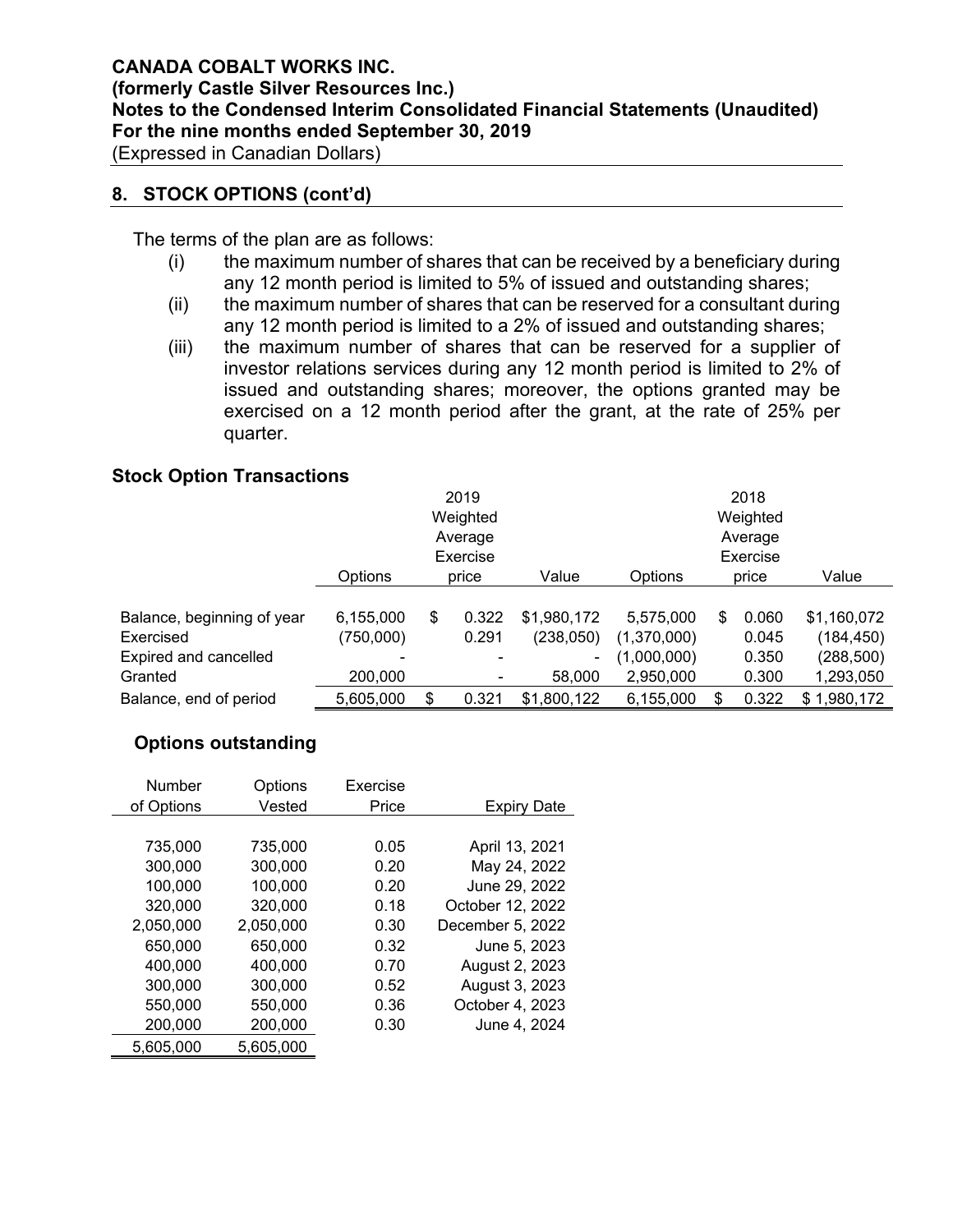## 8. STOCK OPTIONS (cont'd)

The terms of the plan are as follows:

(i) the maximum number of shares that can be received by a beneficiary during any 12 month period is limited to 5% of issued and outstanding shares;

(ii) the maximum number of shares that can be reserved for a consultant during any 12 month period is limited to a 2% of issued and outstanding shares;

(iii) the maximum number of shares that can be reserved for a supplier of investor relations services during any 12 month period is limited to 2% of issued and outstanding shares; moreover, the options granted may be exercised on a 12 month period after the grant, at the rate of 25% per quarter.

### Stock Option Transactions

| | 2019 | | | 2018 | | |
|---|---|---|---|---|---|---|
| | Options | Weighted Average Exercise price | Value | Options | Weighted Average Exercise price | Value |
| Balance, beginning of year | 6,155,000 | $ 0.322 | $1,980,172 | 5,575,000 | $ 0.060 | $1,160,072 |
| Exercised | (750,000) | 0.291 | (238,050) | (1,370,000) | 0.045 | (184,450) |
| Expired and cancelled | - | - | - | (1,000,000) | 0.350 | (288,500) |
| Granted | 200,000 | - | 58,000 | 2,950,000 | 0.300 | 1,293,050 |
| Balance, end of period | 5,605,000 | $ 0.321 | $1,800,122 | 6,155,000 | $ 0.322 | $ 1,980,172 |

### Options outstanding

| Number of Options | Options Vested | Exercise Price | Expiry Date |
|---|---|---|---|
| 735,000 | 735,000 | 0.05 | April 13, 2021 |
| 300,000 | 300,000 | 0.20 | May 24, 2022 |
| 100,000 | 100,000 | 0.20 | June 29, 2022 |
| 320,000 | 320,000 | 0.18 | October 12, 2022 |
| 2,050,000 | 2,050,000 | 0.30 | December 5, 2022 |
| 650,000 | 650,000 | 0.32 | June 5, 2023 |
| 400,000 | 400,000 | 0.70 | August 2, 2023 |
| 300,000 | 300,000 | 0.52 | August 3, 2023 |
| 550,000 | 550,000 | 0.36 | October 4, 2023 |
| 200,000 | 200,000 | 0.30 | June 4, 2024 |
| 5,605,000 | 5,605,000 | | |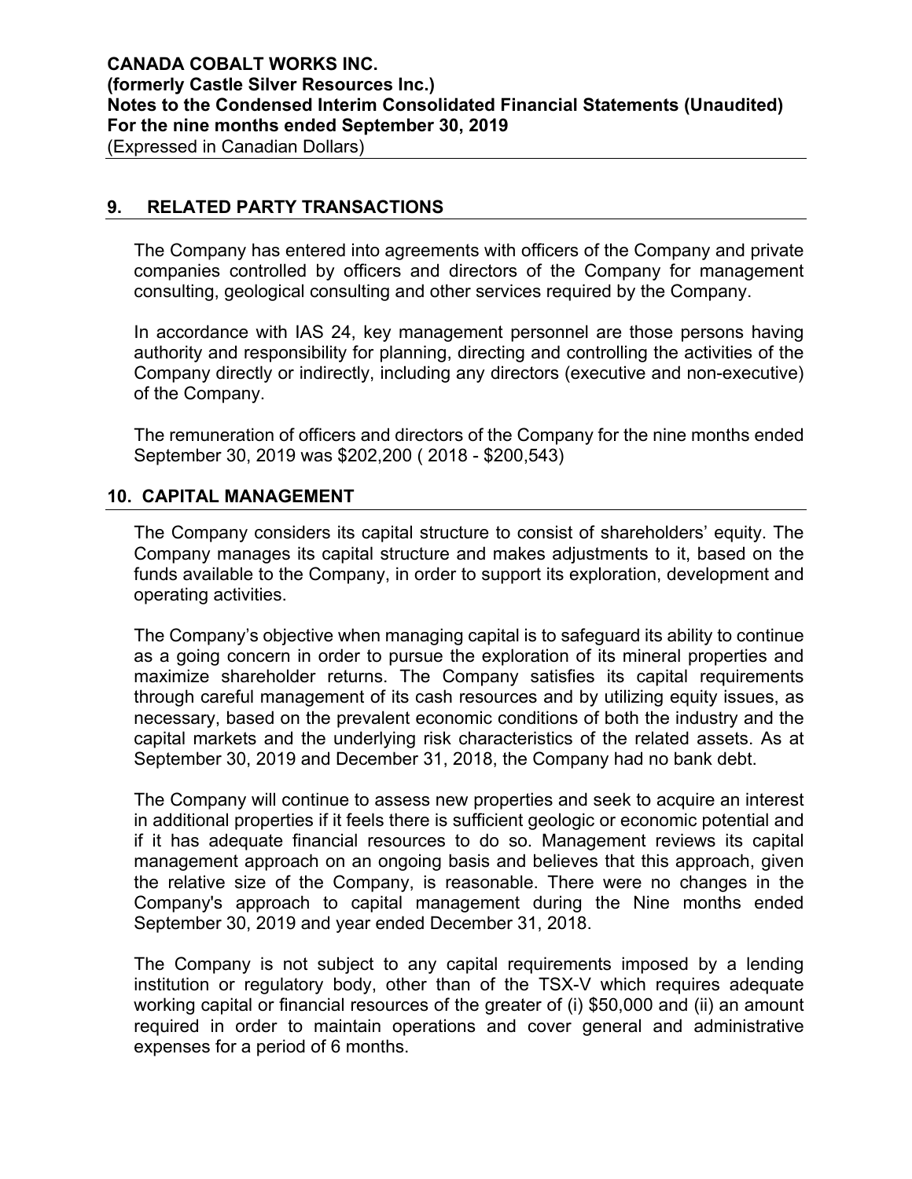## 9. RELATED PARTY TRANSACTIONS

The Company has entered into agreements with officers of the Company and private companies controlled by officers and directors of the Company for management consulting, geological consulting and other services required by the Company.

In accordance with IAS 24, key management personnel are those persons having authority and responsibility for planning, directing and controlling the activities of the Company directly or indirectly, including any directors (executive and non-executive) of the Company.

The remuneration of officers and directors of the Company for the nine months ended September 30, 2019 was $202,200 ( 2018 - $200,543)

## 10. CAPITAL MANAGEMENT

The Company considers its capital structure to consist of shareholders' equity. The Company manages its capital structure and makes adjustments to it, based on the funds available to the Company, in order to support its exploration, development and operating activities.

The Company's objective when managing capital is to safeguard its ability to continue as a going concern in order to pursue the exploration of its mineral properties and maximize shareholder returns. The Company satisfies its capital requirements through careful management of its cash resources and by utilizing equity issues, as necessary, based on the prevalent economic conditions of both the industry and the capital markets and the underlying risk characteristics of the related assets. As at September 30, 2019 and December 31, 2018, the Company had no bank debt.

The Company will continue to assess new properties and seek to acquire an interest in additional properties if it feels there is sufficient geologic or economic potential and if it has adequate financial resources to do so. Management reviews its capital management approach on an ongoing basis and believes that this approach, given the relative size of the Company, is reasonable. There were no changes in the Company's approach to capital management during the Nine months ended September 30, 2019 and year ended December 31, 2018.

The Company is not subject to any capital requirements imposed by a lending institution or regulatory body, other than of the TSX-V which requires adequate working capital or financial resources of the greater of (i) $50,000 and (ii) an amount required in order to maintain operations and cover general and administrative expenses for a period of 6 months.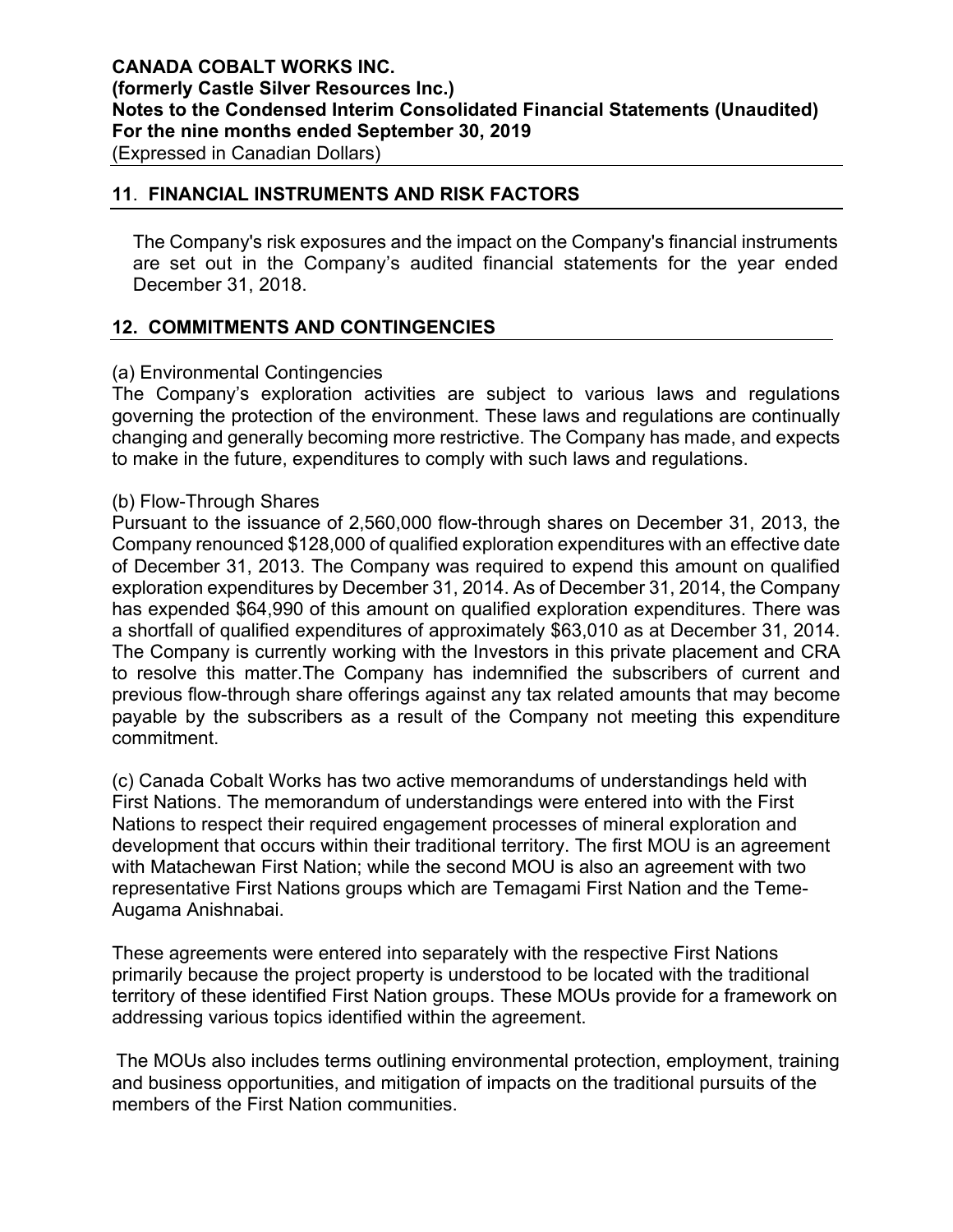## 11. FINANCIAL INSTRUMENTS AND RISK FACTORS

The Company's risk exposures and the impact on the Company's financial instruments are set out in the Company's audited financial statements for the year ended December 31, 2018.

## 12. COMMITMENTS AND CONTINGENCIES

(a) Environmental Contingencies
The Company's exploration activities are subject to various laws and regulations governing the protection of the environment. These laws and regulations are continually changing and generally becoming more restrictive. The Company has made, and expects to make in the future, expenditures to comply with such laws and regulations.

(b) Flow-Through Shares
Pursuant to the issuance of 2,560,000 flow-through shares on December 31, 2013, the Company renounced $128,000 of qualified exploration expenditures with an effective date of December 31, 2013. The Company was required to expend this amount on qualified exploration expenditures by December 31, 2014. As of December 31, 2014, the Company has expended $64,990 of this amount on qualified exploration expenditures. There was a shortfall of qualified expenditures of approximately $63,010 as at December 31, 2014. The Company is currently working with the Investors in this private placement and CRA to resolve this matter.The Company has indemnified the subscribers of current and previous flow-through share offerings against any tax related amounts that may become payable by the subscribers as a result of the Company not meeting this expenditure commitment.

(c) Canada Cobalt Works has two active memorandums of understandings held with First Nations. The memorandum of understandings were entered into with the First Nations to respect their required engagement processes of mineral exploration and development that occurs within their traditional territory. The first MOU is an agreement with Matachewan First Nation; while the second MOU is also an agreement with two representative First Nations groups which are Temagami First Nation and the Teme-Augama Anishnabai.

These agreements were entered into separately with the respective First Nations primarily because the project property is understood to be located with the traditional territory of these identified First Nation groups. These MOUs provide for a framework on addressing various topics identified within the agreement.

The MOUs also includes terms outlining environmental protection, employment, training and business opportunities, and mitigation of impacts on the traditional pursuits of the members of the First Nation communities.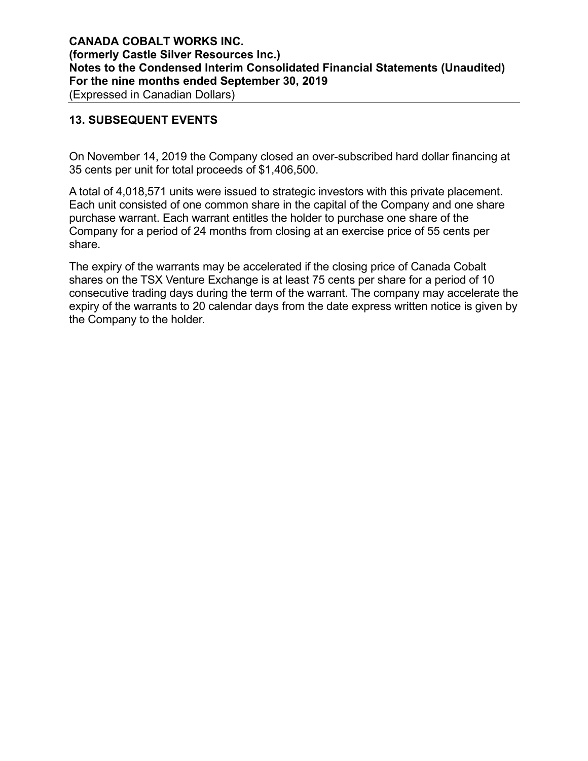## 13. SUBSEQUENT EVENTS

On November 14, 2019 the Company closed an over-subscribed hard dollar financing at 35 cents per unit for total proceeds of $1,406,500.

A total of 4,018,571 units were issued to strategic investors with this private placement. Each unit consisted of one common share in the capital of the Company and one share purchase warrant. Each warrant entitles the holder to purchase one share of the Company for a period of 24 months from closing at an exercise price of 55 cents per share.

The expiry of the warrants may be accelerated if the closing price of Canada Cobalt shares on the TSX Venture Exchange is at least 75 cents per share for a period of 10 consecutive trading days during the term of the warrant. The company may accelerate the expiry of the warrants to 20 calendar days from the date express written notice is given by the Company to the holder.